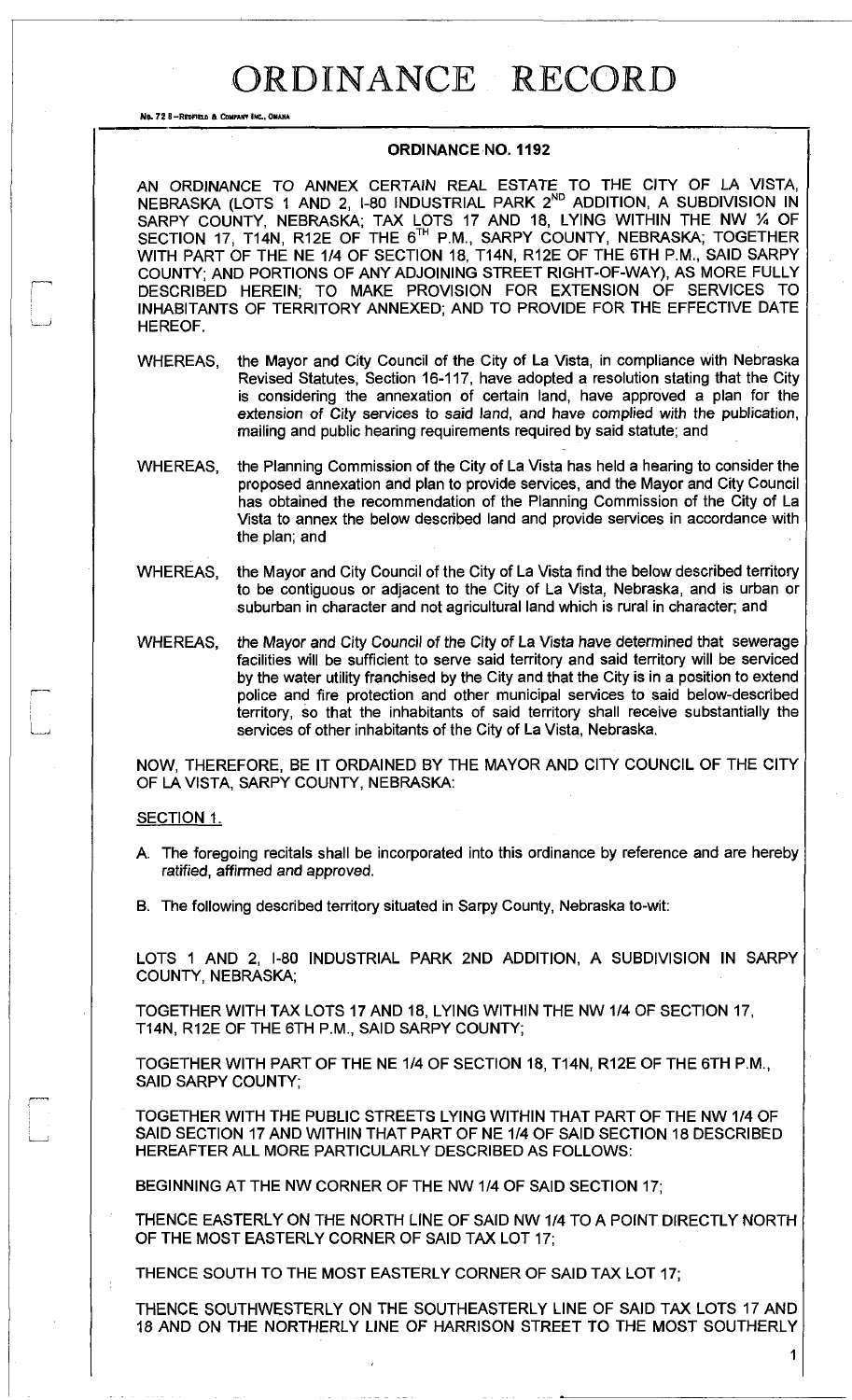# ORDINANCE RECORD

No. 72 8—REDFIELD & COMPANY INC., OMAHA

## ORDINANCE NO. 1192

AN ORDINANCE TO ANNEX CERTAIN REAL ESTATE TO THE CITY OF LA VISTA, NEBRASKA (LOTS 1 AND 2, I-80 INDUSTRIAL PARK 2ND ADDITION, A SUBDIVISION IN SARPY COUNTY, NEBRASKA; TAX LOTS 17 AND 18, LYING WITHIN THE NW ¼ OF SECTION 17, T14N, R12E OF THE 6TH P.M., SARPY COUNTY, NEBRASKA; TOGETHER WITH PART OF THE NE 1/4 OF SECTION 18, T14N, R12E OF THE 6TH P.M., SAID SARPY COUNTY; AND PORTIONS OF ANY ADJOINING STREET RIGHT-OF-WAY), AS MORE FULLY DESCRIBED HEREIN; TO MAKE PROVISION FOR EXTENSION OF SERVICES TO INHABITANTS OF TERRITORY ANNEXED; AND TO PROVIDE FOR THE EFFECTIVE DATE HEREOF.

WHEREAS, the Mayor and City Council of the City of La Vista, in compliance with Nebraska Revised Statutes, Section 16-117, have adopted a resolution stating that the City is considering the annexation of certain land, have approved a plan for the extension of City services to said land, and have complied with the publication, mailing and public hearing requirements required by said statute; and

WHEREAS, the Planning Commission of the City of La Vista has held a hearing to consider the proposed annexation and plan to provide services, and the Mayor and City Council has obtained the recommendation of the Planning Commission of the City of La Vista to annex the below described land and provide services in accordance with the plan; and

WHEREAS, the Mayor and City Council of the City of La Vista find the below described territory to be contiguous or adjacent to the City of La Vista, Nebraska, and is urban or suburban in character and not agricultural land which is rural in character; and

WHEREAS, the Mayor and City Council of the City of La Vista have determined that sewerage facilities will be sufficient to serve said territory and said territory will be serviced by the water utility franchised by the City and that the City is in a position to extend police and fire protection and other municipal services to said below-described territory, so that the inhabitants of said territory shall receive substantially the services of other inhabitants of the City of La Vista, Nebraska.

NOW, THEREFORE, BE IT ORDAINED BY THE MAYOR AND CITY COUNCIL OF THE CITY OF LA VISTA, SARPY COUNTY, NEBRASKA:

SECTION 1.

A. The foregoing recitals shall be incorporated into this ordinance by reference and are hereby ratified, affirmed and approved.

B. The following described territory situated in Sarpy County, Nebraska to-wit:

LOTS 1 AND 2, I-80 INDUSTRIAL PARK 2ND ADDITION, A SUBDIVISION IN SARPY COUNTY, NEBRASKA;

TOGETHER WITH TAX LOTS 17 AND 18, LYING WITHIN THE NW 1/4 OF SECTION 17, T14N, R12E OF THE 6TH P.M., SAID SARPY COUNTY;

TOGETHER WITH PART OF THE NE 1/4 OF SECTION 18, T14N, R12E OF THE 6TH P.M., SAID SARPY COUNTY;

TOGETHER WITH THE PUBLIC STREETS LYING WITHIN THAT PART OF THE NW 1/4 OF SAID SECTION 17 AND WITHIN THAT PART OF NE 1/4 OF SAID SECTION 18 DESCRIBED HEREAFTER ALL MORE PARTICULARLY DESCRIBED AS FOLLOWS:

BEGINNING AT THE NW CORNER OF THE NW 1/4 OF SAID SECTION 17;

THENCE EASTERLY ON THE NORTH LINE OF SAID NW 1/4 TO A POINT DIRECTLY NORTH OF THE MOST EASTERLY CORNER OF SAID TAX LOT 17;

THENCE SOUTH TO THE MOST EASTERLY CORNER OF SAID TAX LOT 17;

THENCE SOUTHWESTERLY ON THE SOUTHEASTERLY LINE OF SAID TAX LOTS 17 AND 18 AND ON THE NORTHERLY LINE OF HARRISON STREET TO THE MOST SOUTHERLY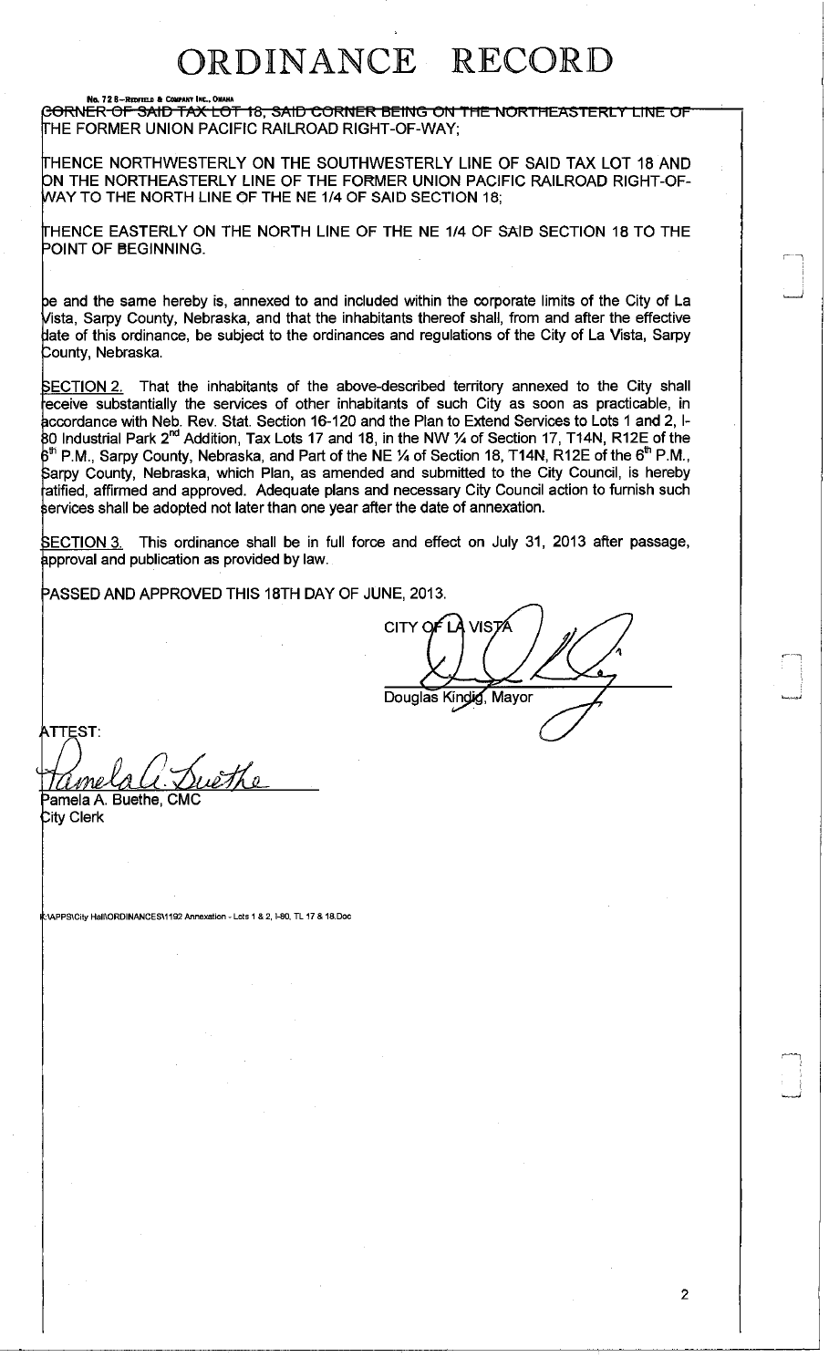# ORDINANCE RECORD

No. 72 8—REDFIELD & COMPANY INC., OMAHA

CORNER OF SAID TAX LOT 18, SAID CORNER BEING ON THE NORTHEASTERLY LINE OF THE FORMER UNION PACIFIC RAILROAD RIGHT-OF-WAY;

THENCE NORTHWESTERLY ON THE SOUTHWESTERLY LINE OF SAID TAX LOT 18 AND ON THE NORTHEASTERLY LINE OF THE FORMER UNION PACIFIC RAILROAD RIGHT-OF-WAY TO THE NORTH LINE OF THE NE 1/4 OF SAID SECTION 18;

THENCE EASTERLY ON THE NORTH LINE OF THE NE 1/4 OF SAID SECTION 18 TO THE POINT OF BEGINNING.

be and the same hereby is, annexed to and included within the corporate limits of the City of La Vista, Sarpy County, Nebraska, and that the inhabitants thereof shall, from and after the effective date of this ordinance, be subject to the ordinances and regulations of the City of La Vista, Sarpy County, Nebraska.

SECTION 2. That the inhabitants of the above-described territory annexed to the City shall receive substantially the services of other inhabitants of such City as soon as practicable, in accordance with Neb. Rev. Stat. Section 16-120 and the Plan to Extend Services to Lots 1 and 2, I-80 Industrial Park 2nd Addition, Tax Lots 17 and 18, in the NW ¼ of Section 17, T14N, R12E of the 6th P.M., Sarpy County, Nebraska, and Part of the NE ¼ of Section 18, T14N, R12E of the 6th P.M., Sarpy County, Nebraska, which Plan, as amended and submitted to the City Council, is hereby ratified, affirmed and approved. Adequate plans and necessary City Council action to furnish such services shall be adopted not later than one year after the date of annexation.

SECTION 3. This ordinance shall be in full force and effect on July 31, 2013 after passage, approval and publication as provided by law.

PASSED AND APPROVED THIS 18TH DAY OF JUNE, 2013.

CITY OF LA VISTA

Douglas Kindig, Mayor

ATTEST:

Pamela A. Buethe, CMC
City Clerk

K:\APPS\City Hall\ORDINANCES\1192 Annexation - Lots 1 & 2, I-80, TL 17 & 18.Doc